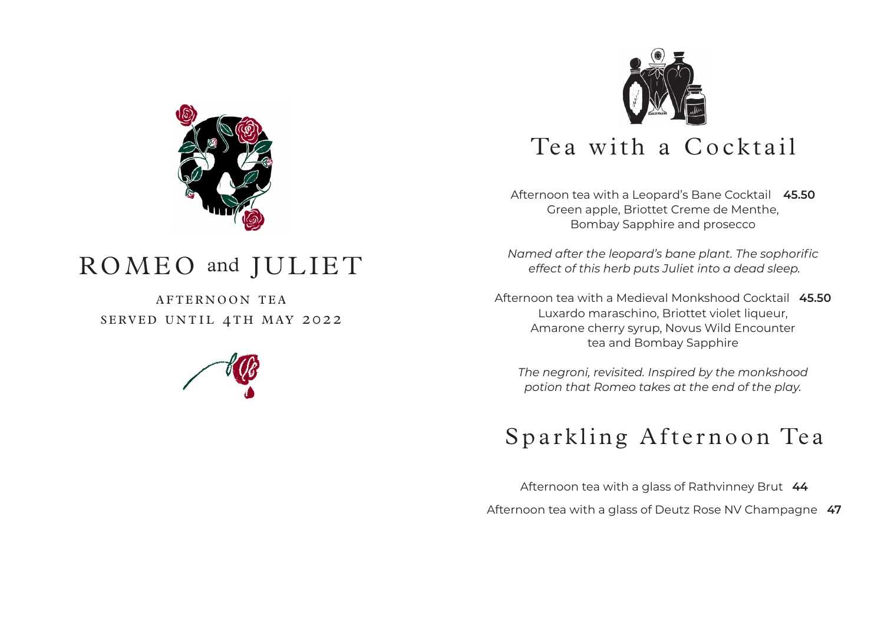# ROMEO and JULIET

AFTERNOON TEA
SERVED UNTIL 4TH MAY 2022

## Tea with a Cocktail

Afternoon tea with a Leopard's Bane Cocktail **45.50**
Green apple, Briottet Creme de Menthe, Bombay Sapphire and prosecco

*Named after the leopard's bane plant. The sophorific effect of this herb puts Juliet into a dead sleep.*

Afternoon tea with a Medieval Monkshood Cocktail **45.50**
Luxardo maraschino, Briottet violet liqueur, Amarone cherry syrup, Novus Wild Encounter tea and Bombay Sapphire

*The negroni, revisited. Inspired by the monkshood potion that Romeo takes at the end of the play.*

## Sparkling Afternoon Tea

Afternoon tea with a glass of Rathvinney Brut **44**

Afternoon tea with a glass of Deutz Rose NV Champagne **47**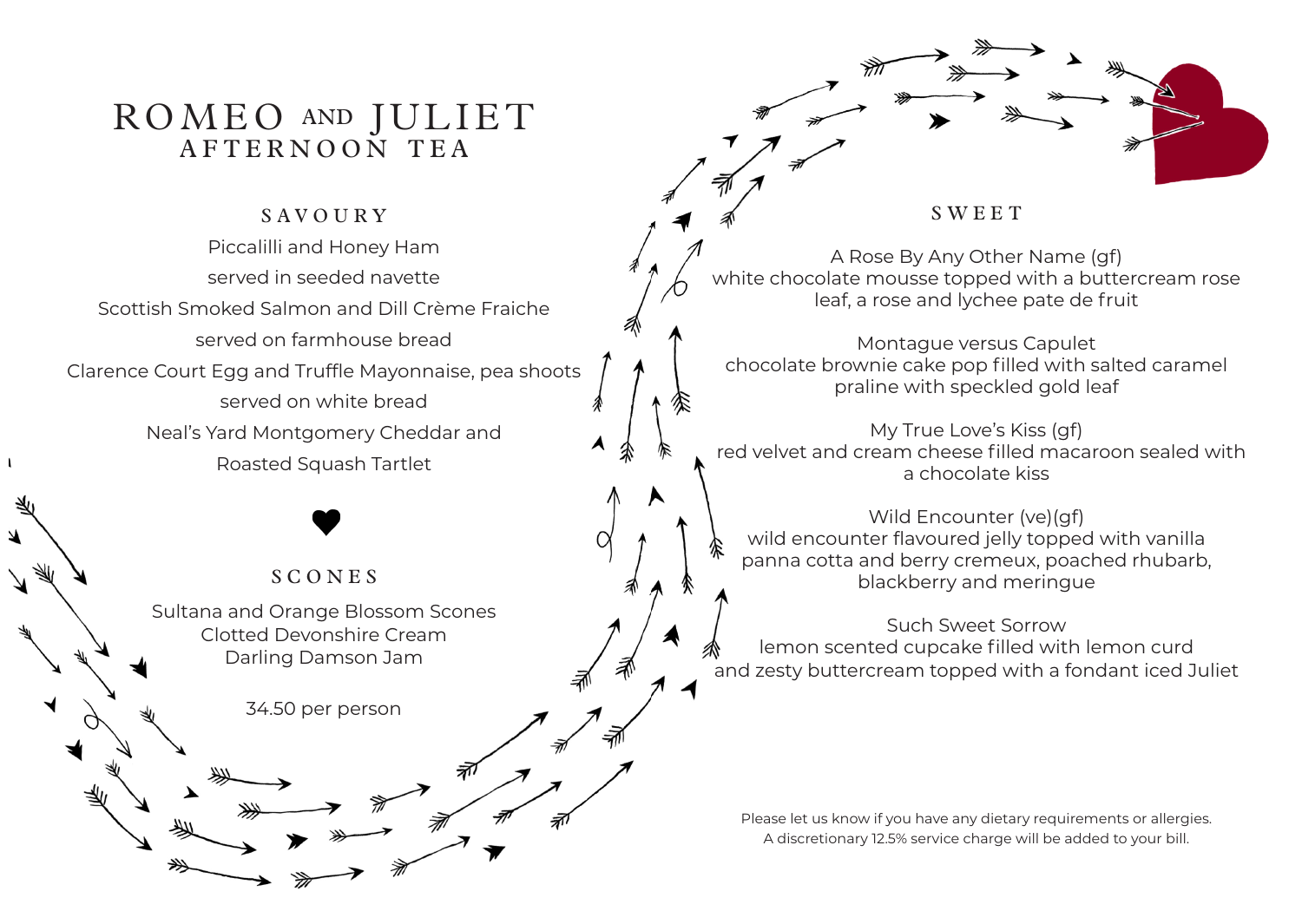# ROMEO AND JULIET
## AFTERNOON TEA

### SAVOURY

Piccalilli and Honey Ham
served in seeded navette

Scottish Smoked Salmon and Dill Crème Fraiche
served on farmhouse bread

Clarence Court Egg and Truffle Mayonnaise, pea shoots
served on white bread

Neal's Yard Montgomery Cheddar and
Roasted Squash Tartlet

### SCONES

Sultana and Orange Blossom Scones
Clotted Devonshire Cream
Darling Damson Jam

34.50 per person

### SWEET

A Rose By Any Other Name (gf)
white chocolate mousse topped with a buttercream rose leaf, a rose and lychee pate de fruit

Montague versus Capulet
chocolate brownie cake pop filled with salted caramel praline with speckled gold leaf

My True Love's Kiss (gf)
red velvet and cream cheese filled macaroon sealed with a chocolate kiss

Wild Encounter (ve)(gf)
wild encounter flavoured jelly topped with vanilla panna cotta and berry cremeux, poached rhubarb, blackberry and meringue

Such Sweet Sorrow
lemon scented cupcake filled with lemon curd and zesty buttercream topped with a fondant iced Juliet

Please let us know if you have any dietary requirements or allergies.
A discretionary 12.5% service charge will be added to your bill.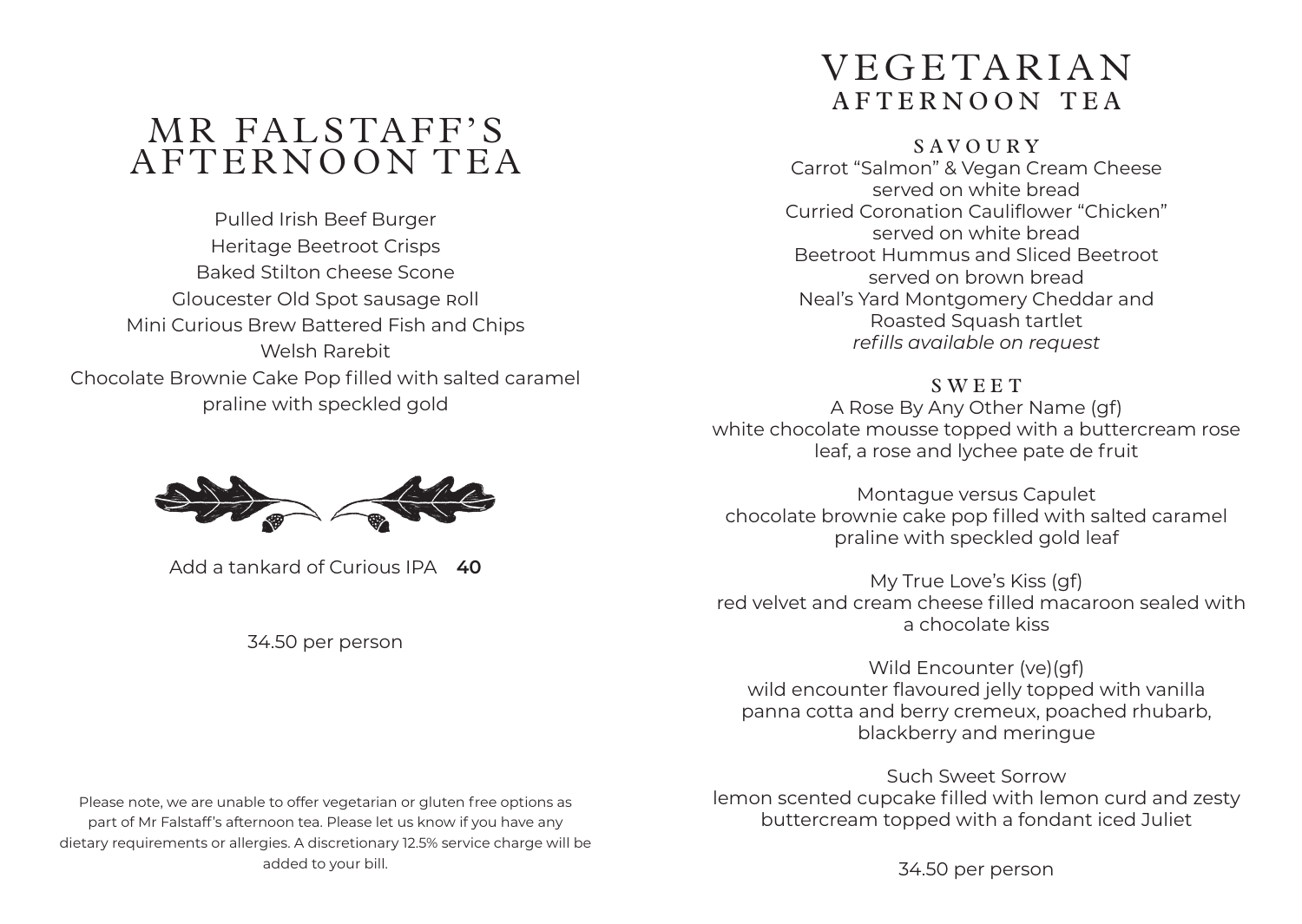# MR FALSTAFF'S AFTERNOON TEA

Pulled Irish Beef Burger
Heritage Beetroot Crisps
Baked Stilton cheese Scone
Gloucester Old Spot sausage Roll
Mini Curious Brew Battered Fish and Chips
Welsh Rarebit
Chocolate Brownie Cake Pop filled with salted caramel praline with speckled gold

Add a tankard of Curious IPA **40**

34.50 per person

Please note, we are unable to offer vegetarian or gluten free options as part of Mr Falstaff's afternoon tea. Please let us know if you have any dietary requirements or allergies. A discretionary 12.5% service charge will be added to your bill.

# VEGETARIAN
## AFTERNOON TEA

### SAVOURY

Carrot "Salmon" & Vegan Cream Cheese served on white bread
Curried Coronation Cauliflower "Chicken" served on white bread
Beetroot Hummus and Sliced Beetroot served on brown bread
Neal's Yard Montgomery Cheddar and Roasted Squash tartlet
*refills available on request*

### SWEET

A Rose By Any Other Name (gf)
white chocolate mousse topped with a buttercream rose leaf, a rose and lychee pate de fruit

Montague versus Capulet
chocolate brownie cake pop filled with salted caramel praline with speckled gold leaf

My True Love's Kiss (gf)
red velvet and cream cheese filled macaroon sealed with a chocolate kiss

Wild Encounter (ve)(gf)
wild encounter flavoured jelly topped with vanilla panna cotta and berry cremeux, poached rhubarb, blackberry and meringue

Such Sweet Sorrow
lemon scented cupcake filled with lemon curd and zesty buttercream topped with a fondant iced Juliet

34.50 per person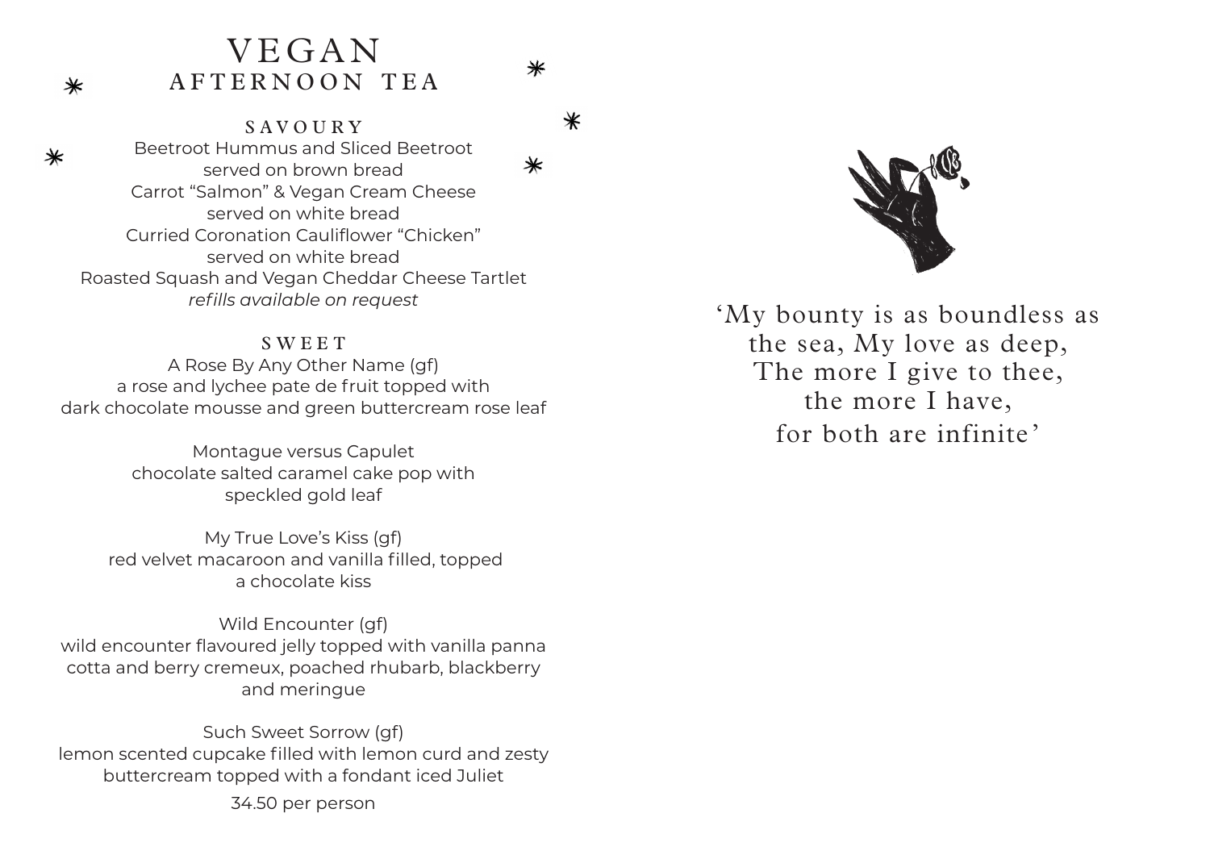# VEGAN
## AFTERNOON TEA

### SAVOURY

Beetroot Hummus and Sliced Beetroot
served on brown bread
Carrot "Salmon" & Vegan Cream Cheese
served on white bread
Curried Coronation Cauliflower "Chicken"
served on white bread
Roasted Squash and Vegan Cheddar Cheese Tartlet
*refills available on request*

### SWEET

A Rose By Any Other Name (gf)
a rose and lychee pate de fruit topped with
dark chocolate mousse and green buttercream rose leaf

Montague versus Capulet
chocolate salted caramel cake pop with
speckled gold leaf

My True Love's Kiss (gf)
red velvet macaroon and vanilla filled, topped
a chocolate kiss

Wild Encounter (gf)
wild encounter flavoured jelly topped with vanilla panna
cotta and berry cremeux, poached rhubarb, blackberry
and meringue

Such Sweet Sorrow (gf)
lemon scented cupcake filled with lemon curd and zesty
buttercream topped with a fondant iced Juliet

34.50 per person

'My bounty is as boundless as
the sea, My love as deep,
The more I give to thee,
the more I have,
for both are infinite'